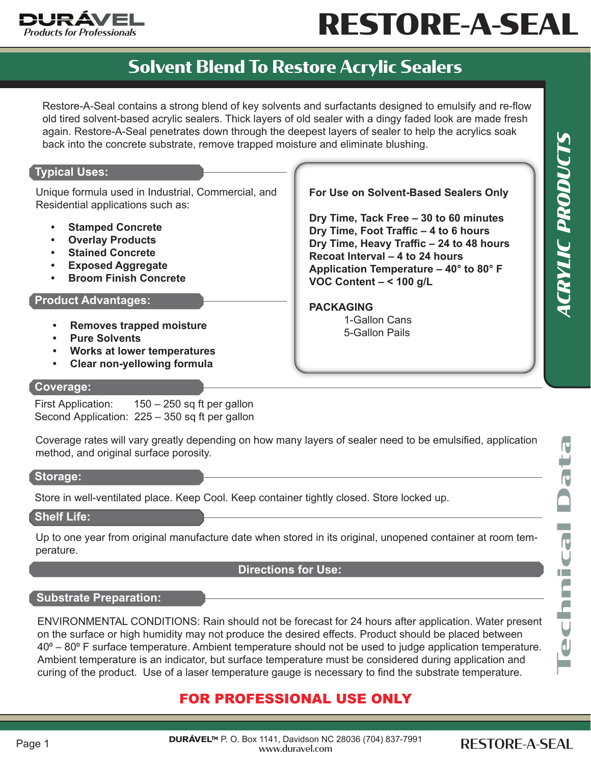DURÁVEL
*Products for Professionals*

# RESTORE-A-SEAL

## Solvent Blend To Restore Acrylic Sealers

Restore-A-Seal contains a strong blend of key solvents and surfactants designed to emulsify and re-flow old tired solvent-based acrylic sealers. Thick layers of old sealer with a dingy faded look are made fresh again. Restore-A-Seal penetrates down through the deepest layers of sealer to help the acrylics soak back into the concrete substrate, remove trapped moisture and eliminate blushing.

### Typical Uses:

Unique formula used in Industrial, Commercial, and Residential applications such as:

- **Stamped Concrete**
- **Overlay Products**
- **Stained Concrete**
- **Exposed Aggregate**
- **Broom Finish Concrete**

### Product Advantages:

- **Removes trapped moisture**
- **Pure Solvents**
- **Works at lower temperatures**
- **Clear non-yellowing formula**

**For Use on Solvent-Based Sealers Only**

**Dry Time, Tack Free – 30 to 60 minutes**
**Dry Time, Foot Traffic – 4 to 6 hours**
**Dry Time, Heavy Traffic – 24 to 48 hours**
**Recoat Interval – 4 to 24 hours**
**Application Temperature – 40° to 80° F**
**VOC Content – < 100 g/L**

**PACKAGING**
1-Gallon Cans
5-Gallon Pails

ACRYLIC PRODUCTS

### Coverage:

First Application: 150 – 250 sq ft per gallon
Second Application: 225 – 350 sq ft per gallon

Coverage rates will vary greatly depending on how many layers of sealer need to be emulsified, application method, and original surface porosity.

### Storage:

Store in well-ventilated place. Keep Cool. Keep container tightly closed. Store locked up.

### Shelf Life:

Up to one year from original manufacture date when stored in its original, unopened container at room temperature.

## Directions for Use:

### Substrate Preparation:

ENVIRONMENTAL CONDITIONS: Rain should not be forecast for 24 hours after application. Water present on the surface or high humidity may not produce the desired effects. Product should be placed between 40º – 80º F surface temperature. Ambient temperature should not be used to judge application temperature. Ambient temperature is an indicator, but surface temperature must be considered during application and curing of the product. Use of a laser temperature gauge is necessary to find the substrate temperature.

Technical Data

**FOR PROFESSIONAL USE ONLY**

**DURÁVEL™** P. O. Box 1141, Davidson NC 28036 (704) 837-7991
www.duravel.com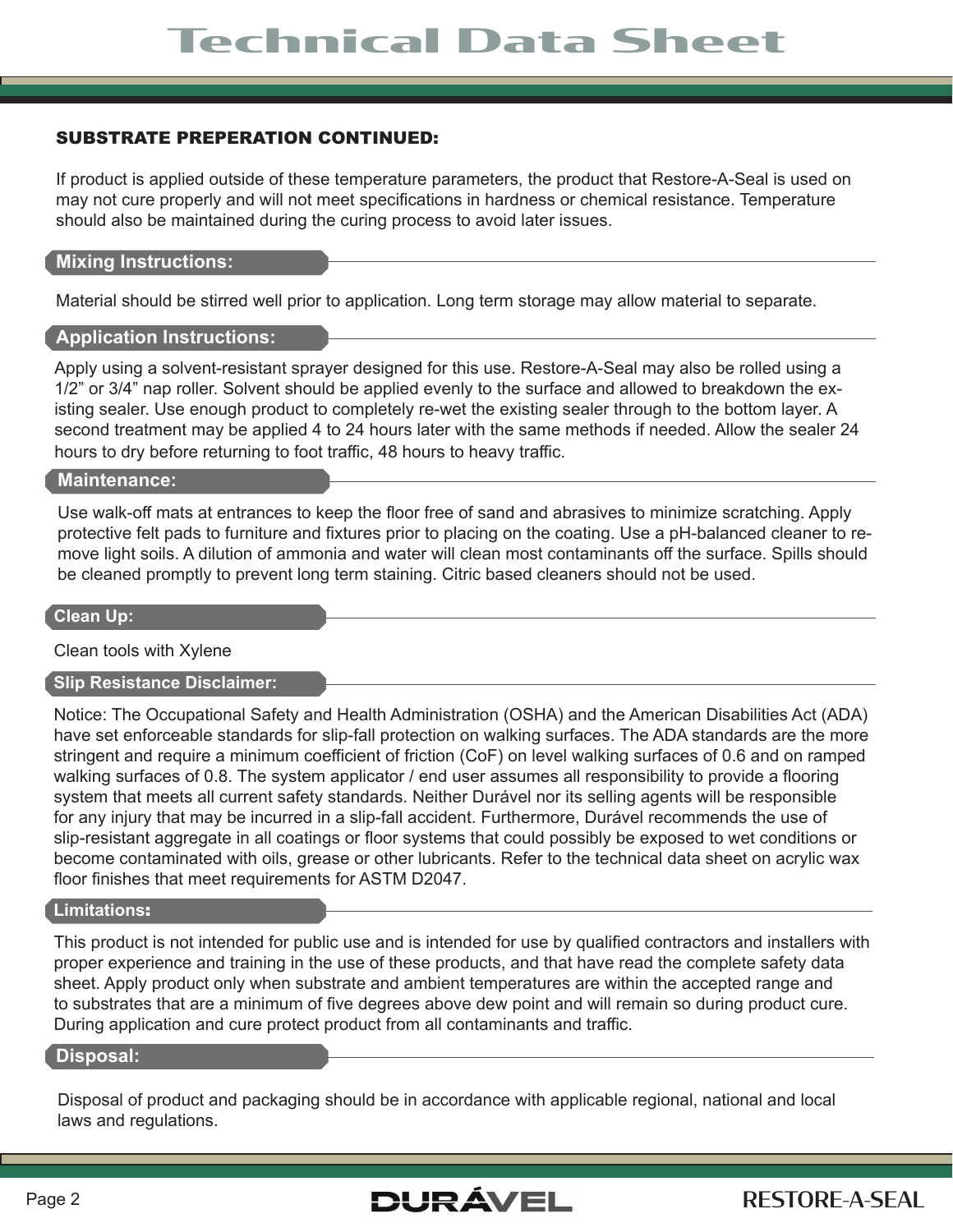### SUBSTRATE PREPERATION CONTINUED:

If product is applied outside of these temperature parameters, the product that Restore-A-Seal is used on may not cure properly and will not meet specifications in hardness or chemical resistance. Temperature should also be maintained during the curing process to avoid later issues.

## Mixing Instructions:

Material should be stirred well prior to application. Long term storage may allow material to separate.

## Application Instructions:

Apply using a solvent-resistant sprayer designed for this use. Restore-A-Seal may also be rolled using a 1/2" or 3/4" nap roller. Solvent should be applied evenly to the surface and allowed to breakdown the existing sealer. Use enough product to completely re-wet the existing sealer through to the bottom layer. A second treatment may be applied 4 to 24 hours later with the same methods if needed. Allow the sealer 24 hours to dry before returning to foot traffic, 48 hours to heavy traffic.

## Maintenance:

Use walk-off mats at entrances to keep the floor free of sand and abrasives to minimize scratching. Apply protective felt pads to furniture and fixtures prior to placing on the coating. Use a pH-balanced cleaner to remove light soils. A dilution of ammonia and water will clean most contaminants off the surface. Spills should be cleaned promptly to prevent long term staining. Citric based cleaners should not be used.

## Clean Up:

Clean tools with Xylene

## Slip Resistance Disclaimer:

Notice: The Occupational Safety and Health Administration (OSHA) and the American Disabilities Act (ADA) have set enforceable standards for slip-fall protection on walking surfaces. The ADA standards are the more stringent and require a minimum coefficient of friction (CoF) on level walking surfaces of 0.6 and on ramped walking surfaces of 0.8. The system applicator / end user assumes all responsibility to provide a flooring system that meets all current safety standards. Neither Durável nor its selling agents will be responsible for any injury that may be incurred in a slip-fall accident. Furthermore, Durável recommends the use of slip-resistant aggregate in all coatings or floor systems that could possibly be exposed to wet conditions or become contaminated with oils, grease or other lubricants. Refer to the technical data sheet on acrylic wax floor finishes that meet requirements for ASTM D2047.

## Limitations:

This product is not intended for public use and is intended for use by qualified contractors and installers with proper experience and training in the use of these products, and that have read the complete safety data sheet. Apply product only when substrate and ambient temperatures are within the accepted range and to substrates that are a minimum of five degrees above dew point and will remain so during product cure. During application and cure protect product from all contaminants and traffic.

## Disposal:

Disposal of product and packaging should be in accordance with applicable regional, national and local laws and regulations.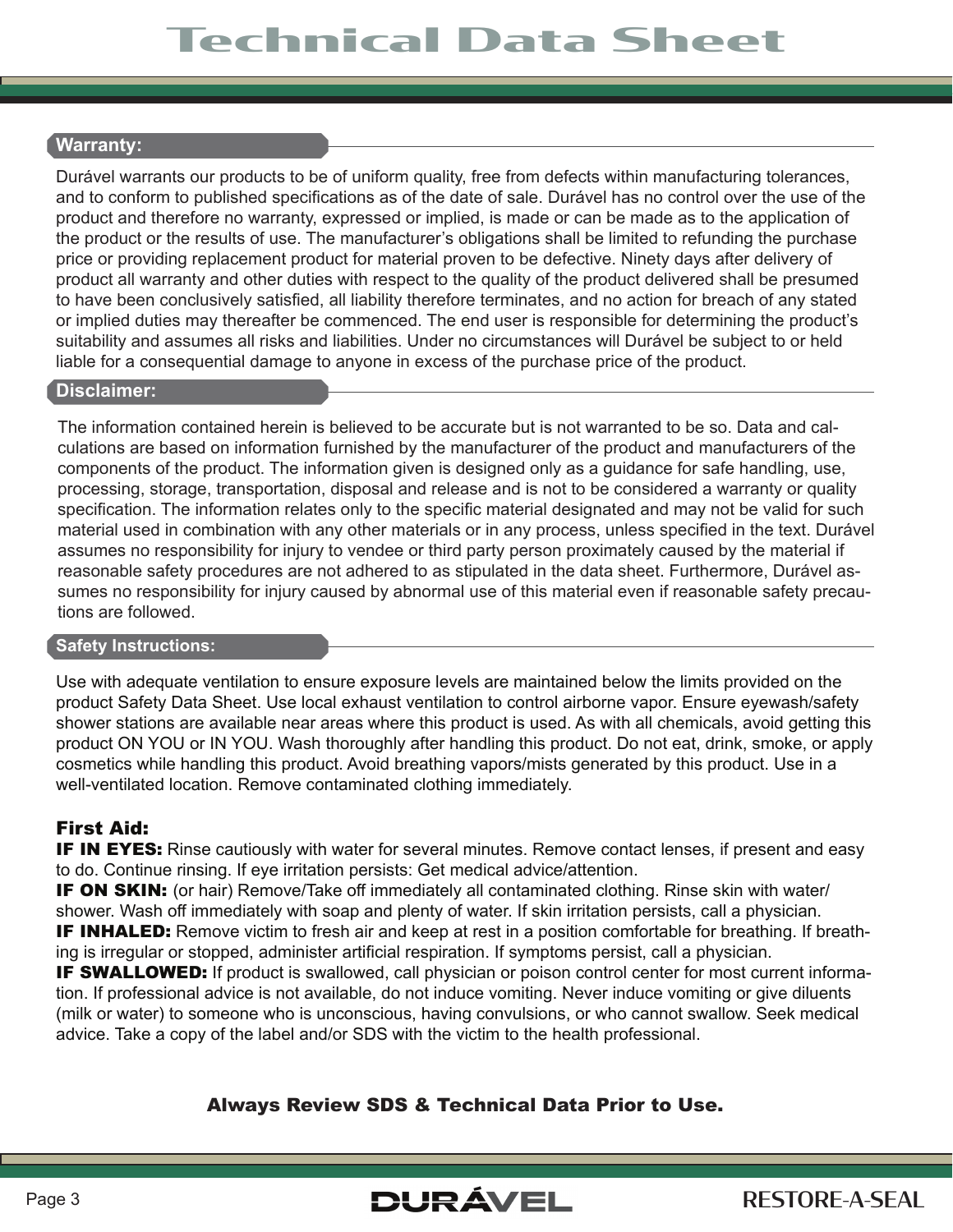## Warranty:

Durável warrants our products to be of uniform quality, free from defects within manufacturing tolerances, and to conform to published specifications as of the date of sale. Durável has no control over the use of the product and therefore no warranty, expressed or implied, is made or can be made as to the application of the product or the results of use. The manufacturer's obligations shall be limited to refunding the purchase price or providing replacement product for material proven to be defective. Ninety days after delivery of product all warranty and other duties with respect to the quality of the product delivered shall be presumed to have been conclusively satisfied, all liability therefore terminates, and no action for breach of any stated or implied duties may thereafter be commenced. The end user is responsible for determining the product's suitability and assumes all risks and liabilities. Under no circumstances will Durável be subject to or held liable for a consequential damage to anyone in excess of the purchase price of the product.

## Disclaimer:

The information contained herein is believed to be accurate but is not warranted to be so. Data and calculations are based on information furnished by the manufacturer of the product and manufacturers of the components of the product. The information given is designed only as a guidance for safe handling, use, processing, storage, transportation, disposal and release and is not to be considered a warranty or quality specification. The information relates only to the specific material designated and may not be valid for such material used in combination with any other materials or in any process, unless specified in the text. Durável assumes no responsibility for injury to vendee or third party person proximately caused by the material if reasonable safety procedures are not adhered to as stipulated in the data sheet. Furthermore, Durável assumes no responsibility for injury caused by abnormal use of this material even if reasonable safety precautions are followed.

## Safety Instructions:

Use with adequate ventilation to ensure exposure levels are maintained below the limits provided on the product Safety Data Sheet. Use local exhaust ventilation to control airborne vapor. Ensure eyewash/safety shower stations are available near areas where this product is used. As with all chemicals, avoid getting this product ON YOU or IN YOU. Wash thoroughly after handling this product. Do not eat, drink, smoke, or apply cosmetics while handling this product. Avoid breathing vapors/mists generated by this product. Use in a well-ventilated location. Remove contaminated clothing immediately.

### First Aid:

**IF IN EYES:** Rinse cautiously with water for several minutes. Remove contact lenses, if present and easy to do. Continue rinsing. If eye irritation persists: Get medical advice/attention.
**IF ON SKIN:** (or hair) Remove/Take off immediately all contaminated clothing. Rinse skin with water/shower. Wash off immediately with soap and plenty of water. If skin irritation persists, call a physician.
**IF INHALED:** Remove victim to fresh air and keep at rest in a position comfortable for breathing. If breathing is irregular or stopped, administer artificial respiration. If symptoms persist, call a physician.
**IF SWALLOWED:** If product is swallowed, call physician or poison control center for most current information. If professional advice is not available, do not induce vomiting. Never induce vomiting or give diluents (milk or water) to someone who is unconscious, having convulsions, or who cannot swallow. Seek medical advice. Take a copy of the label and/or SDS with the victim to the health professional.

**Always Review SDS & Technical Data Prior to Use.**